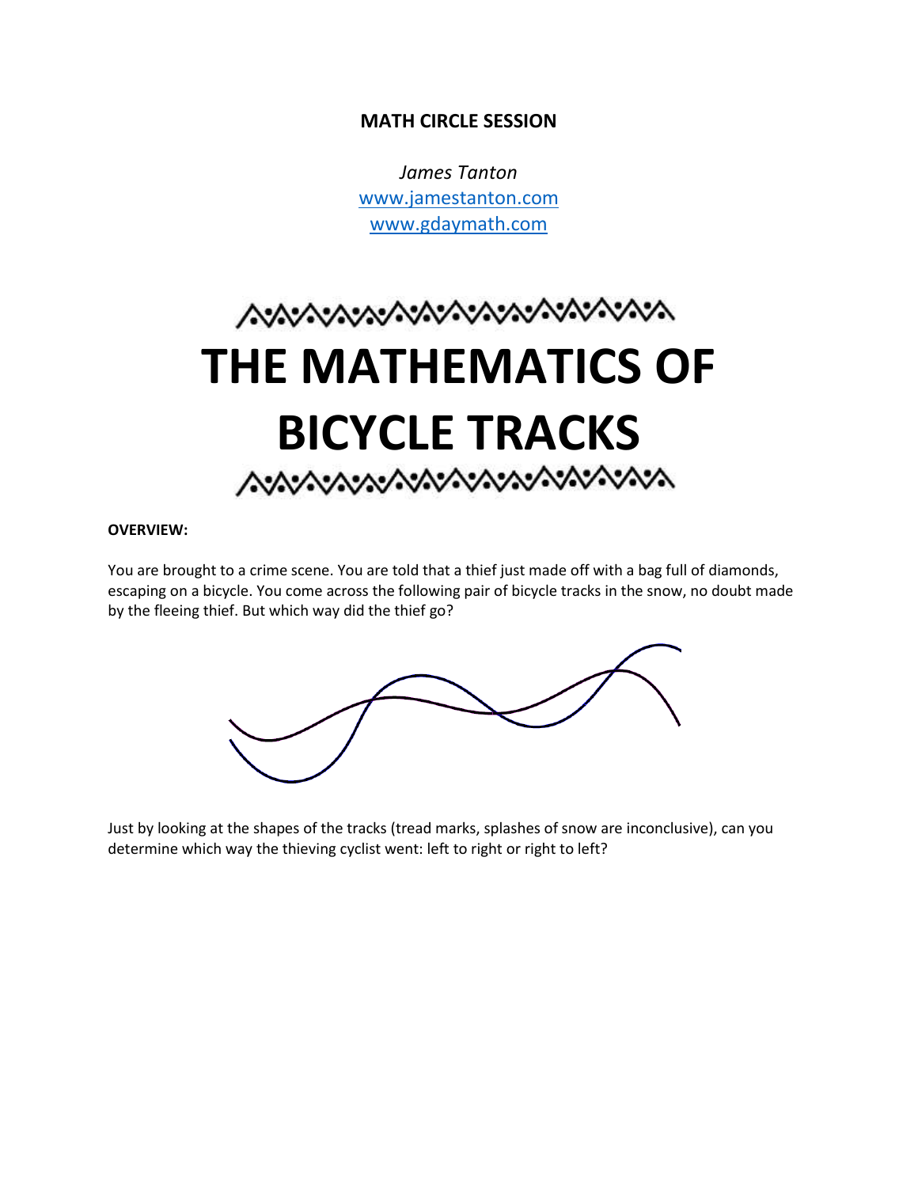**MATH CIRCLE SESSION**

*James Tanton*
www.jamestanton.com
www.gdaymath.com

# THE MATHEMATICS OF BICYCLE TRACKS

**OVERVIEW:**

You are brought to a crime scene. You are told that a thief just made off with a bag full of diamonds, escaping on a bicycle. You come across the following pair of bicycle tracks in the snow, no doubt made by the fleeing thief. But which way did the thief go?

Just by looking at the shapes of the tracks (tread marks, splashes of snow are inconclusive), can you determine which way the thieving cyclist went: left to right or right to left?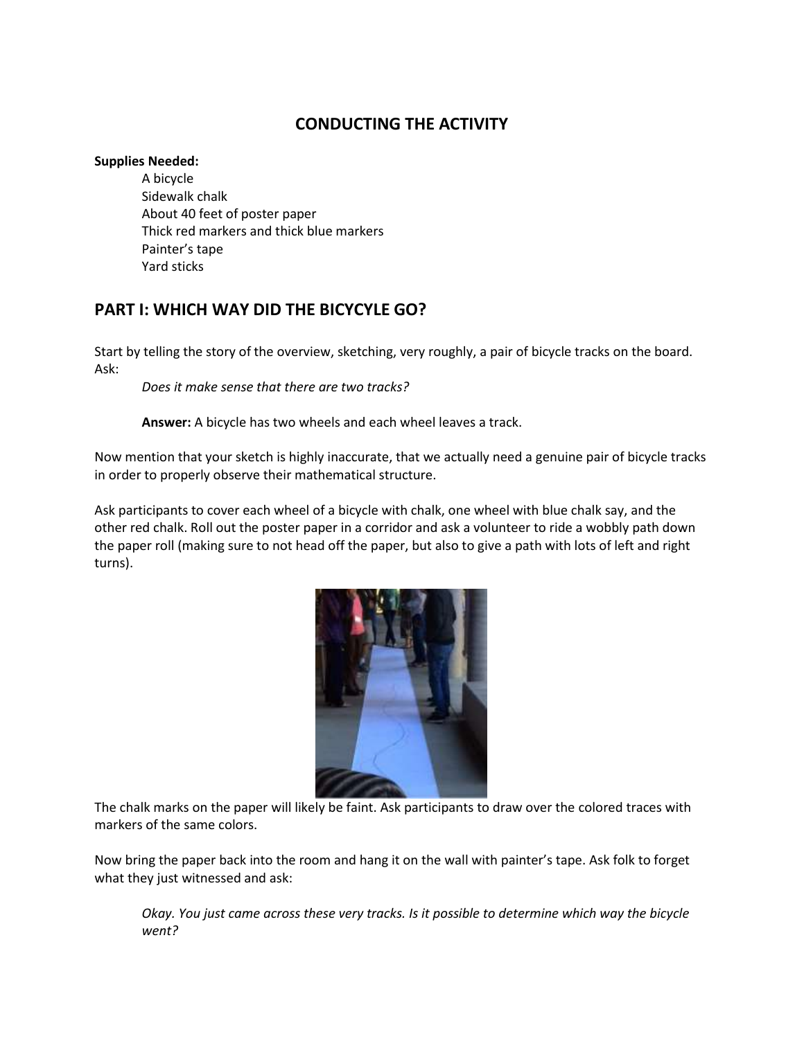## CONDUCTING THE ACTIVITY

**Supplies Needed:**

A bicycle
Sidewalk chalk
About 40 feet of poster paper
Thick red markers and thick blue markers
Painter's tape
Yard sticks

## PART I: WHICH WAY DID THE BICYCYLE GO?

Start by telling the story of the overview, sketching, very roughly, a pair of bicycle tracks on the board. Ask:

*Does it make sense that there are two tracks?*

**Answer:** A bicycle has two wheels and each wheel leaves a track.

Now mention that your sketch is highly inaccurate, that we actually need a genuine pair of bicycle tracks in order to properly observe their mathematical structure.

Ask participants to cover each wheel of a bicycle with chalk, one wheel with blue chalk say, and the other red chalk. Roll out the poster paper in a corridor and ask a volunteer to ride a wobbly path down the paper roll (making sure to not head off the paper, but also to give a path with lots of left and right turns).

The chalk marks on the paper will likely be faint. Ask participants to draw over the colored traces with markers of the same colors.

Now bring the paper back into the room and hang it on the wall with painter's tape. Ask folk to forget what they just witnessed and ask:

*Okay. You just came across these very tracks. Is it possible to determine which way the bicycle went?*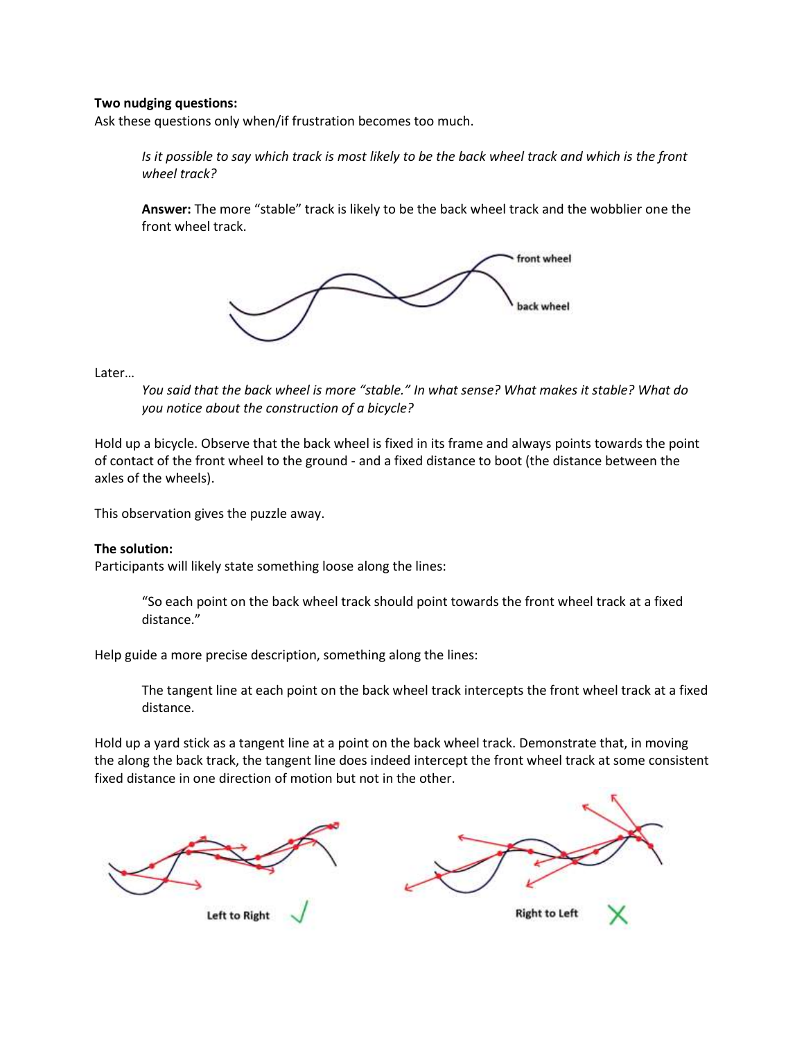**Two nudging questions:**
Ask these questions only when/if frustration becomes too much.

> *Is it possible to say which track is most likely to be the back wheel track and which is the front wheel track?*
>
> **Answer:** The more "stable" track is likely to be the back wheel track and the wobblier one the front wheel track.

front wheel

back wheel

Later…

> *You said that the back wheel is more "stable." In what sense? What makes it stable? What do you notice about the construction of a bicycle?*

Hold up a bicycle. Observe that the back wheel is fixed in its frame and always points towards the point of contact of the front wheel to the ground - and a fixed distance to boot (the distance between the axles of the wheels).

This observation gives the puzzle away.

**The solution:**
Participants will likely state something loose along the lines:

> "So each point on the back wheel track should point towards the front wheel track at a fixed distance."

Help guide a more precise description, something along the lines:

> The tangent line at each point on the back wheel track intercepts the front wheel track at a fixed distance.

Hold up a yard stick as a tangent line at a point on the back wheel track. Demonstrate that, in moving the along the back track, the tangent line does indeed intercept the front wheel track at some consistent fixed distance in one direction of motion but not in the other.

Left to Right ✓

Right to Left ✗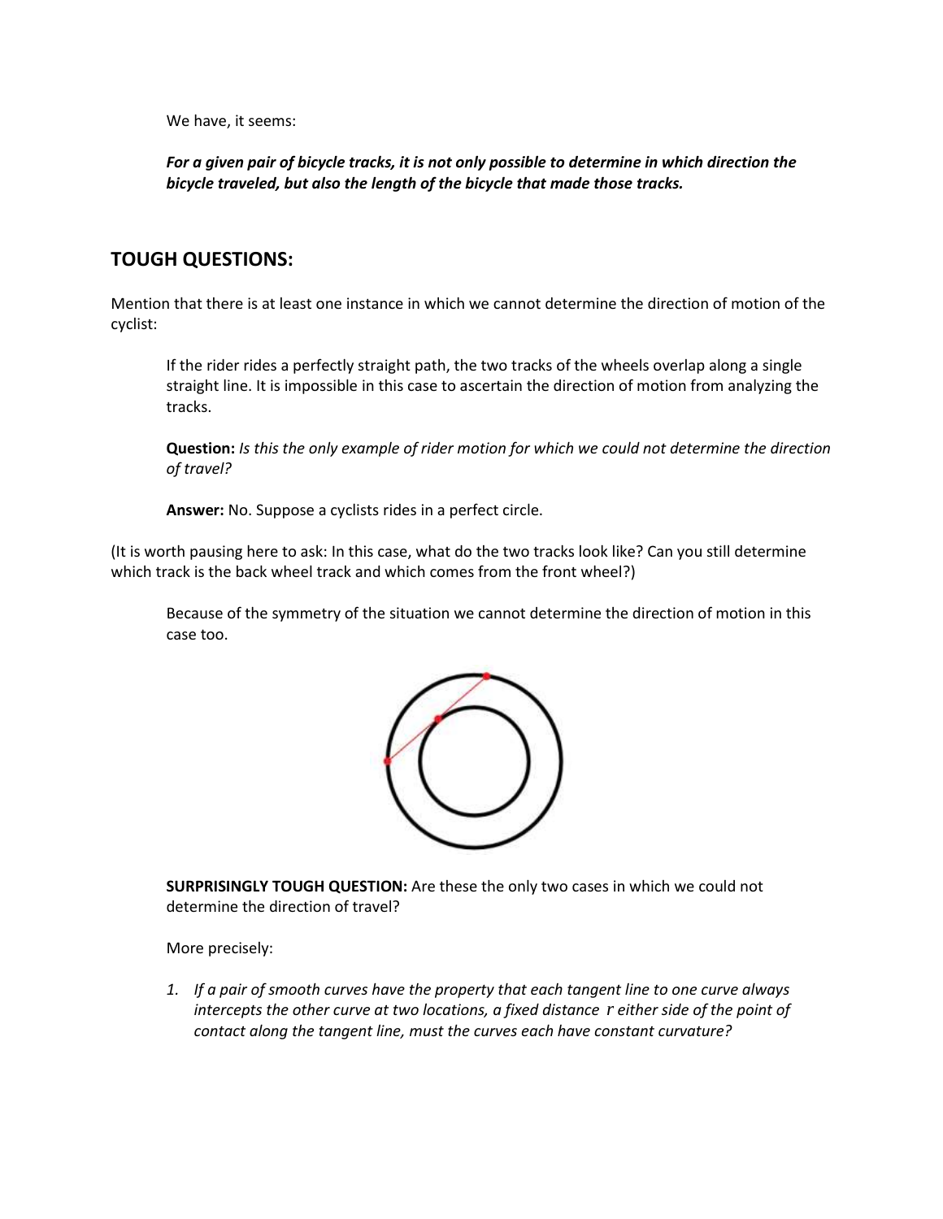We have, it seems:

***For a given pair of bicycle tracks, it is not only possible to determine in which direction the bicycle traveled, but also the length of the bicycle that made those tracks.***

## TOUGH QUESTIONS:

Mention that there is at least one instance in which we cannot determine the direction of motion of the cyclist:

> If the rider rides a perfectly straight path, the two tracks of the wheels overlap along a single straight line. It is impossible in this case to ascertain the direction of motion from analyzing the tracks.
>
> **Question:** *Is this the only example of rider motion for which we could not determine the direction of travel?*
>
> **Answer:** No. Suppose a cyclists rides in a perfect circle.

(It is worth pausing here to ask: In this case, what do the two tracks look like? Can you still determine which track is the back wheel track and which comes from the front wheel?)

> Because of the symmetry of the situation we cannot determine the direction of motion in this case too.
>
> **SURPRISINGLY TOUGH QUESTION:** Are these the only two cases in which we could not determine the direction of travel?
>
> More precisely:
>
> 1. *If a pair of smooth curves have the property that each tangent line to one curve always intercepts the other curve at two locations, a fixed distance $r$ either side of the point of contact along the tangent line, must the curves each have constant curvature?*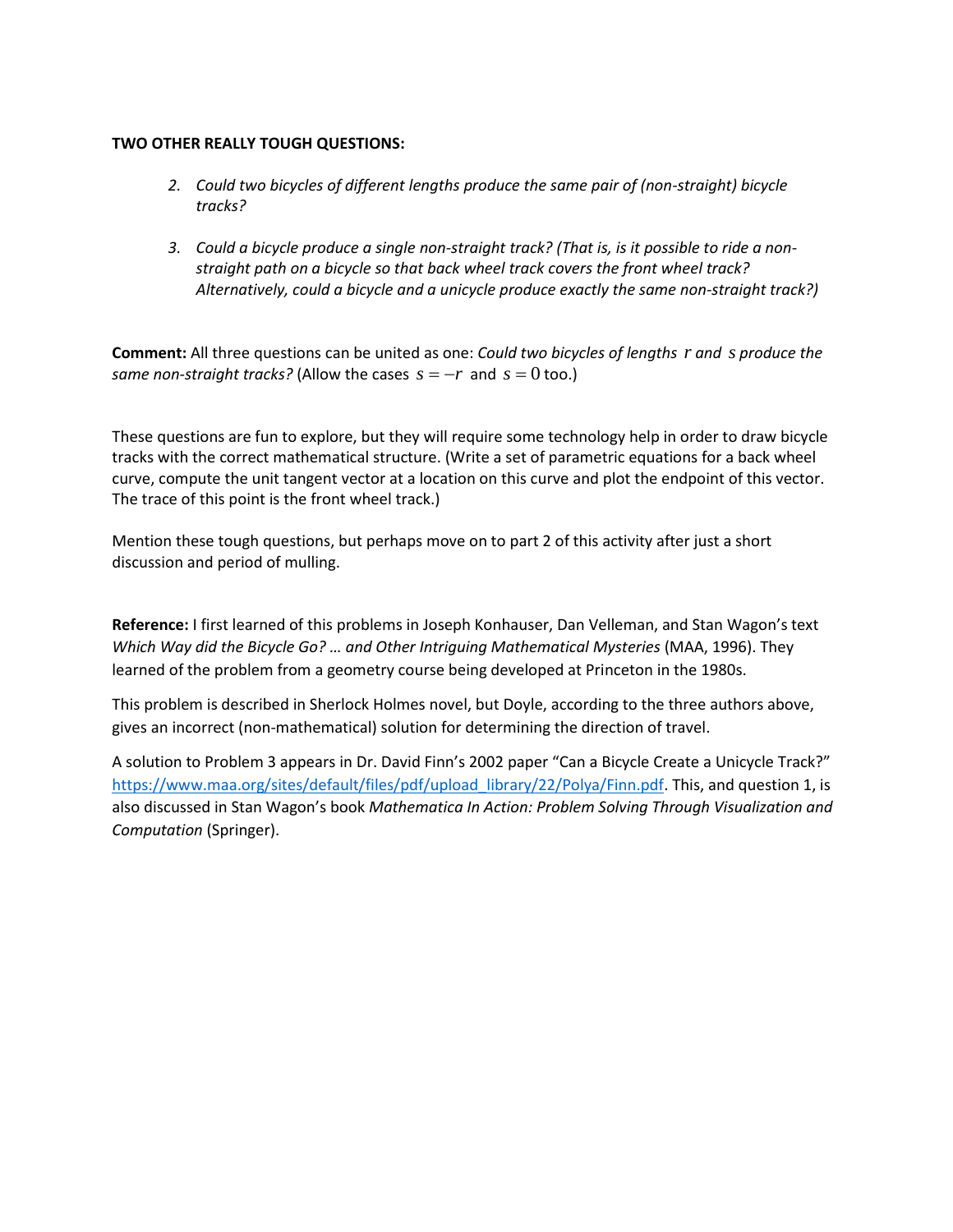**TWO OTHER REALLY TOUGH QUESTIONS:**

2. *Could two bicycles of different lengths produce the same pair of (non-straight) bicycle tracks?*

3. *Could a bicycle produce a single non-straight track? (That is, is it possible to ride a non-straight path on a bicycle so that back wheel track covers the front wheel track? Alternatively, could a bicycle and a unicycle produce exactly the same non-straight track?)*

**Comment:** All three questions can be united as one: *Could two bicycles of lengths $r$ and $s$ produce the same non-straight tracks?* (Allow the cases $s = -r$ and $s = 0$ too.)

These questions are fun to explore, but they will require some technology help in order to draw bicycle tracks with the correct mathematical structure. (Write a set of parametric equations for a back wheel curve, compute the unit tangent vector at a location on this curve and plot the endpoint of this vector. The trace of this point is the front wheel track.)

Mention these tough questions, but perhaps move on to part 2 of this activity after just a short discussion and period of mulling.

**Reference:** I first learned of this problems in Joseph Konhauser, Dan Velleman, and Stan Wagon's text *Which Way did the Bicycle Go? … and Other Intriguing Mathematical Mysteries* (MAA, 1996). They learned of the problem from a geometry course being developed at Princeton in the 1980s.

This problem is described in Sherlock Holmes novel, but Doyle, according to the three authors above, gives an incorrect (non-mathematical) solution for determining the direction of travel.

A solution to Problem 3 appears in Dr. David Finn's 2002 paper "Can a Bicycle Create a Unicycle Track?" https://www.maa.org/sites/default/files/pdf/upload_library/22/Polya/Finn.pdf. This, and question 1, is also discussed in Stan Wagon's book *Mathematica In Action: Problem Solving Through Visualization and Computation* (Springer).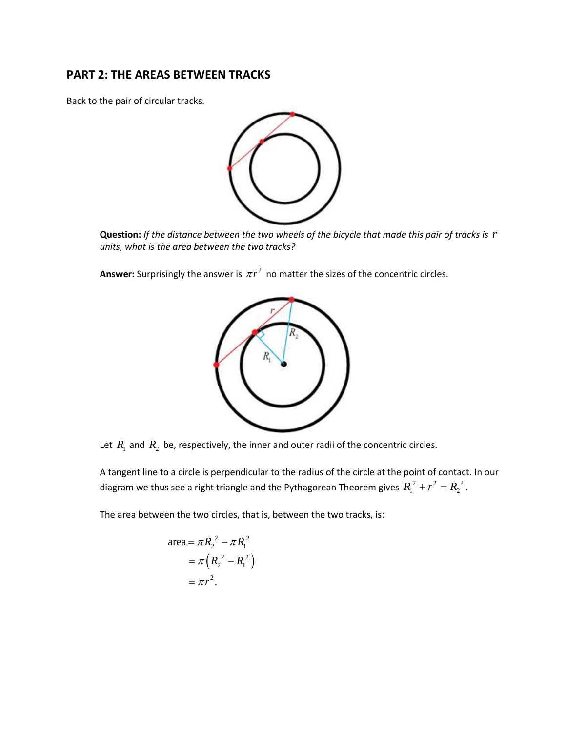## PART 2: THE AREAS BETWEEN TRACKS

Back to the pair of circular tracks.

**Question:** *If the distance between the two wheels of the bicycle that made this pair of tracks is $r$ units, what is the area between the two tracks?*

**Answer:** Surprisingly the answer is $\pi r^2$ no matter the sizes of the concentric circles.

Let $R_1$ and $R_2$ be, respectively, the inner and outer radii of the concentric circles.

A tangent line to a circle is perpendicular to the radius of the circle at the point of contact. In our diagram we thus see a right triangle and the Pythagorean Theorem gives $R_1^2 + r^2 = R_2^2$.

The area between the two circles, that is, between the two tracks, is:

$$
\begin{aligned}
\text{area} &= \pi R_2^2 - \pi R_1^2 \\
&= \pi\left(R_2^2 - R_1^2\right) \\
&= \pi r^2.
\end{aligned}
$$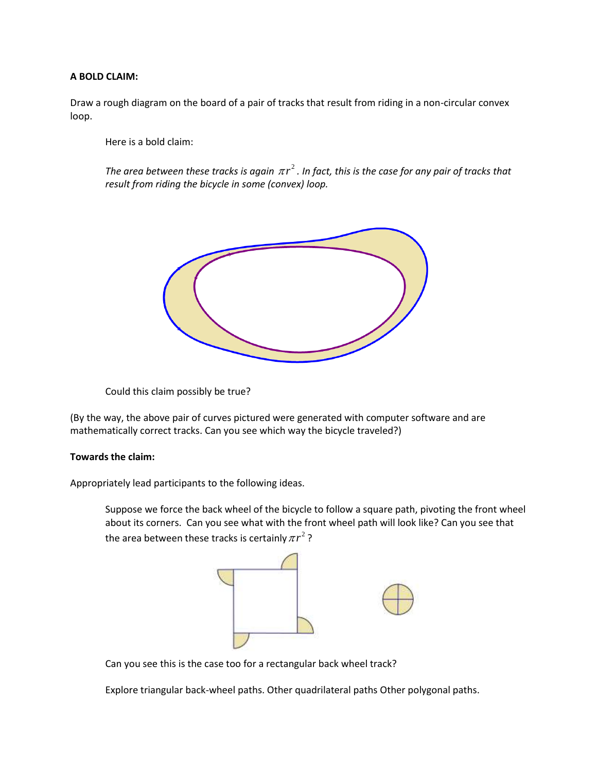**A BOLD CLAIM:**

Draw a rough diagram on the board of a pair of tracks that result from riding in a non-circular convex loop.

Here is a bold claim:

*The area between these tracks is again $\pi r^2$. In fact, this is the case for any pair of tracks that result from riding the bicycle in some (convex) loop.*

Could this claim possibly be true?

(By the way, the above pair of curves pictured were generated with computer software and are mathematically correct tracks. Can you see which way the bicycle traveled?)

**Towards the claim:**

Appropriately lead participants to the following ideas.

Suppose we force the back wheel of the bicycle to follow a square path, pivoting the front wheel about its corners. Can you see what with the front wheel path will look like? Can you see that the area between these tracks is certainly $\pi r^2$?

Can you see this is the case too for a rectangular back wheel track?

Explore triangular back-wheel paths. Other quadrilateral paths Other polygonal paths.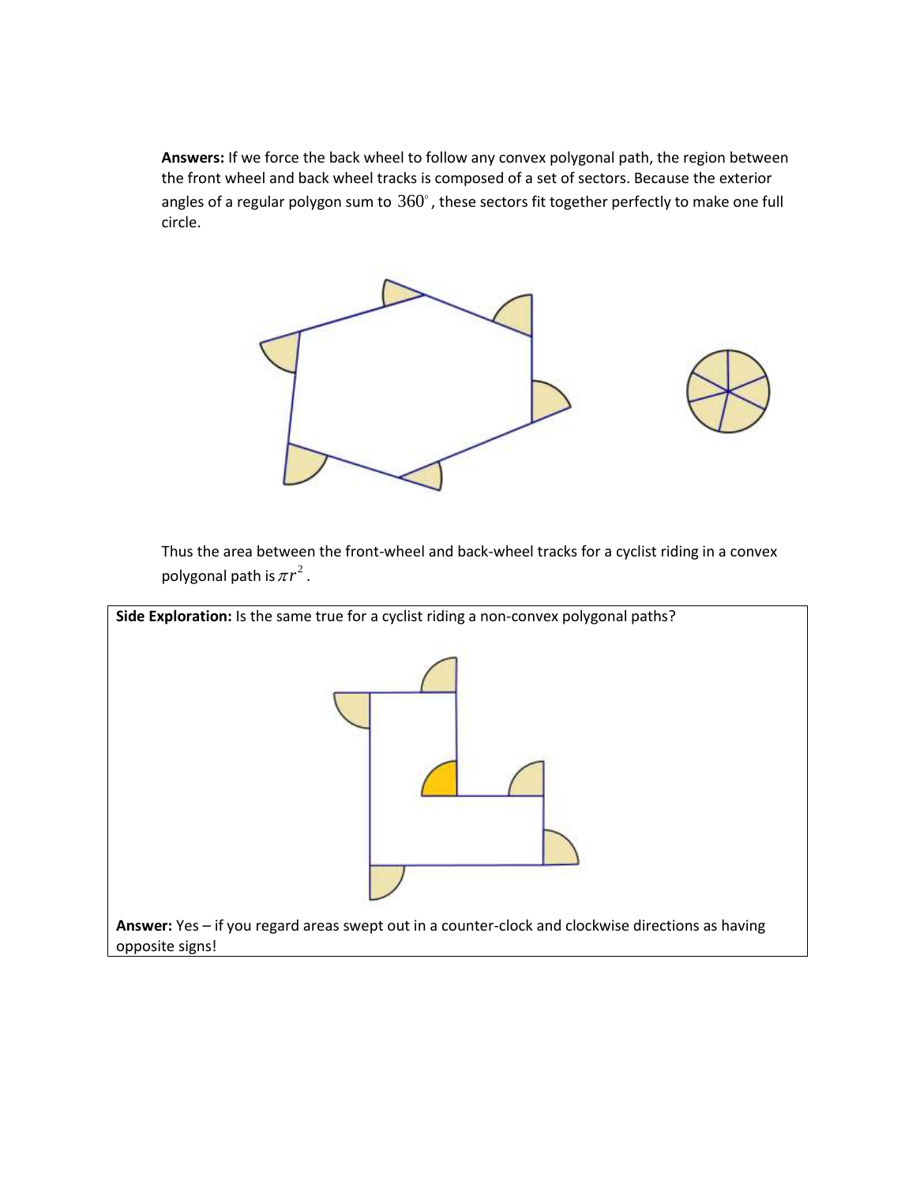**Answers:** If we force the back wheel to follow any convex polygonal path, the region between the front wheel and back wheel tracks is composed of a set of sectors. Because the exterior angles of a regular polygon sum to $360^\circ$, these sectors fit together perfectly to make one full circle.

Thus the area between the front-wheel and back-wheel tracks for a cyclist riding in a convex polygonal path is $\pi r^2$.

**Side Exploration:** Is the same true for a cyclist riding a non-convex polygonal paths?

**Answer:** Yes – if you regard areas swept out in a counter-clock and clockwise directions as having opposite signs!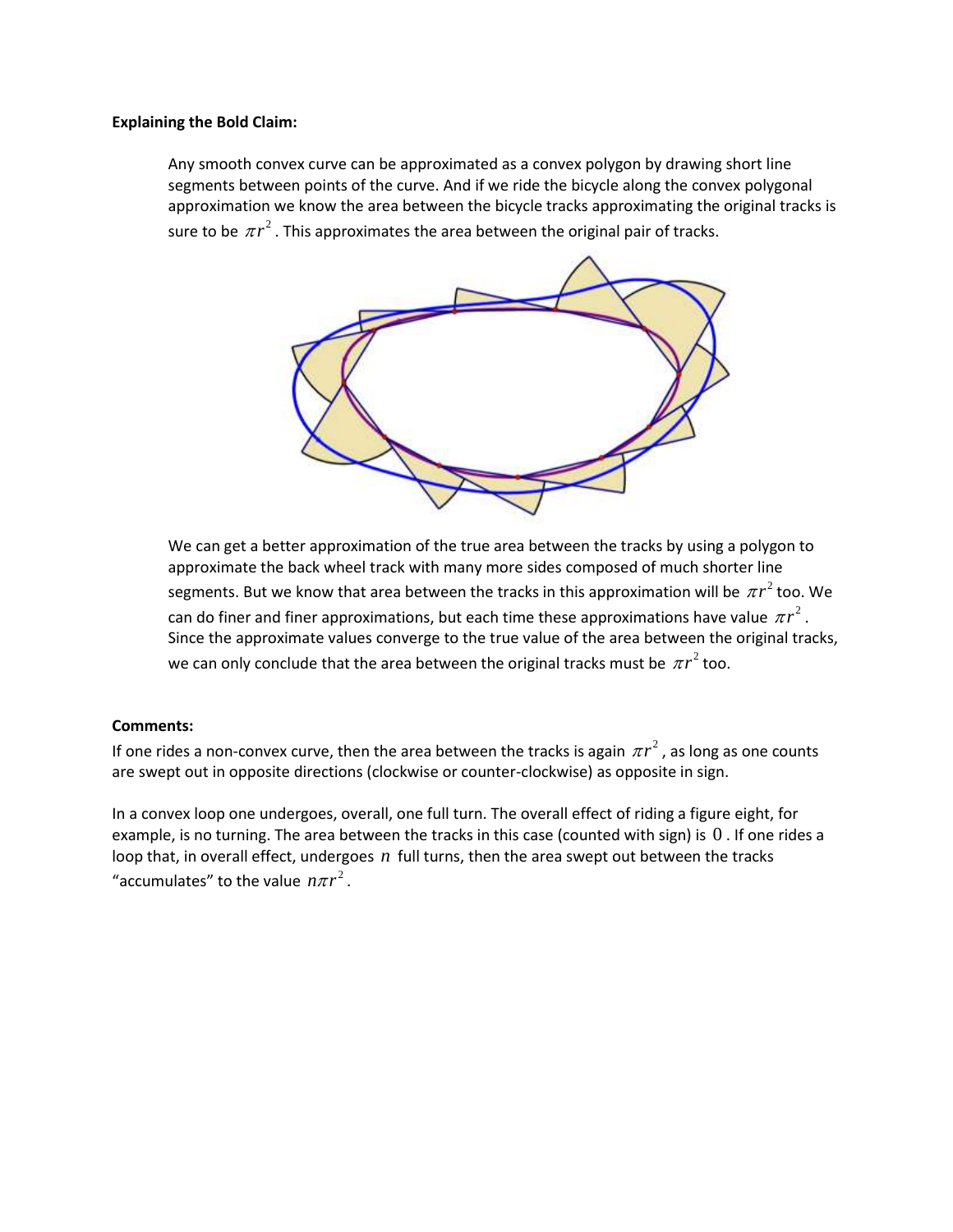**Explaining the Bold Claim:**

Any smooth convex curve can be approximated as a convex polygon by drawing short line segments between points of the curve. And if we ride the bicycle along the convex polygonal approximation we know the area between the bicycle tracks approximating the original tracks is sure to be $\pi r^2$. This approximates the area between the original pair of tracks.

We can get a better approximation of the true area between the tracks by using a polygon to approximate the back wheel track with many more sides composed of much shorter line segments. But we know that area between the tracks in this approximation will be $\pi r^2$ too. We can do finer and finer approximations, but each time these approximations have value $\pi r^2$. Since the approximate values converge to the true value of the area between the original tracks, we can only conclude that the area between the original tracks must be $\pi r^2$ too.

**Comments:**

If one rides a non-convex curve, then the area between the tracks is again $\pi r^2$, as long as one counts are swept out in opposite directions (clockwise or counter-clockwise) as opposite in sign.

In a convex loop one undergoes, overall, one full turn. The overall effect of riding a figure eight, for example, is no turning. The area between the tracks in this case (counted with sign) is $0$. If one rides a loop that, in overall effect, undergoes $n$ full turns, then the area swept out between the tracks "accumulates" to the value $n\pi r^2$.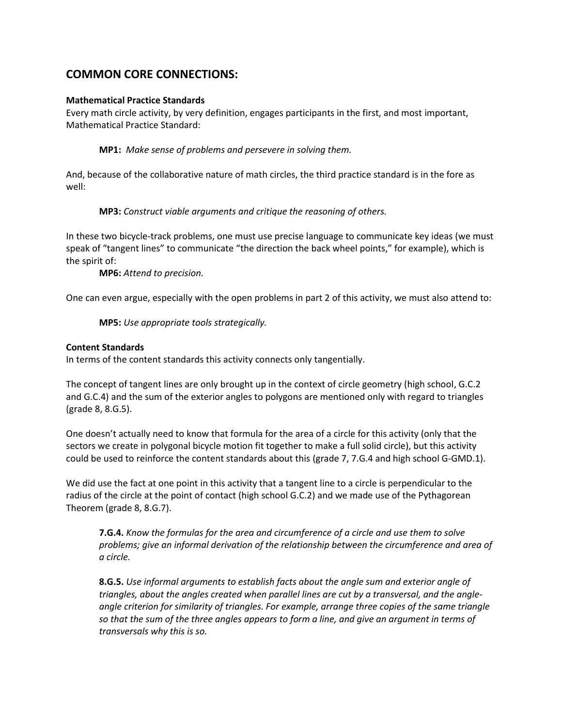## COMMON CORE CONNECTIONS:

**Mathematical Practice Standards**
Every math circle activity, by very definition, engages participants in the first, and most important, Mathematical Practice Standard:

> **MP1:** *Make sense of problems and persevere in solving them.*

And, because of the collaborative nature of math circles, the third practice standard is in the fore as well:

> **MP3:** *Construct viable arguments and critique the reasoning of others.*

In these two bicycle-track problems, one must use precise language to communicate key ideas (we must speak of "tangent lines" to communicate "the direction the back wheel points," for example), which is the spirit of:

> **MP6:** *Attend to precision.*

One can even argue, especially with the open problems in part 2 of this activity, we must also attend to:

> **MP5:** *Use appropriate tools strategically.*

**Content Standards**
In terms of the content standards this activity connects only tangentially.

The concept of tangent lines are only brought up in the context of circle geometry (high school, G.C.2 and G.C.4) and the sum of the exterior angles to polygons are mentioned only with regard to triangles (grade 8, 8.G.5).

One doesn't actually need to know that formula for the area of a circle for this activity (only that the sectors we create in polygonal bicycle motion fit together to make a full solid circle), but this activity could be used to reinforce the content standards about this (grade 7, 7.G.4 and high school G-GMD.1).

We did use the fact at one point in this activity that a tangent line to a circle is perpendicular to the radius of the circle at the point of contact (high school G.C.2) and we made use of the Pythagorean Theorem (grade 8, 8.G.7).

> **7.G.4.** *Know the formulas for the area and circumference of a circle and use them to solve problems; give an informal derivation of the relationship between the circumference and area of a circle.*

> **8.G.5.** *Use informal arguments to establish facts about the angle sum and exterior angle of triangles, about the angles created when parallel lines are cut by a transversal, and the angle-angle criterion for similarity of triangles. For example, arrange three copies of the same triangle so that the sum of the three angles appears to form a line, and give an argument in terms of transversals why this is so.*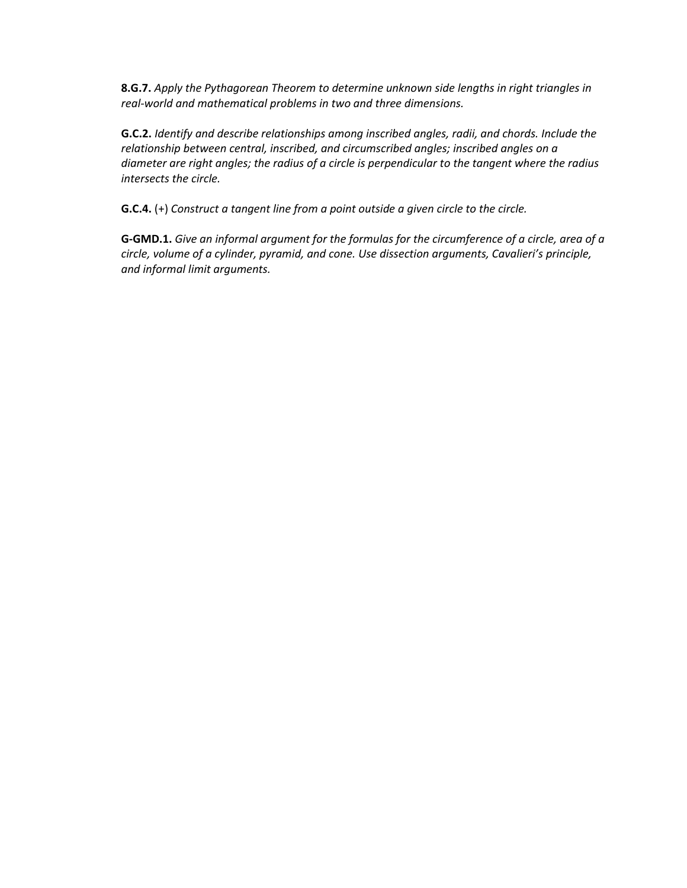**8.G.7.** *Apply the Pythagorean Theorem to determine unknown side lengths in right triangles in real-world and mathematical problems in two and three dimensions.*

**G.C.2.** *Identify and describe relationships among inscribed angles, radii, and chords. Include the relationship between central, inscribed, and circumscribed angles; inscribed angles on a diameter are right angles; the radius of a circle is perpendicular to the tangent where the radius intersects the circle.*

**G.C.4.** (+) *Construct a tangent line from a point outside a given circle to the circle.*

**G-GMD.1.** *Give an informal argument for the formulas for the circumference of a circle, area of a circle, volume of a cylinder, pyramid, and cone. Use dissection arguments, Cavalieri's principle, and informal limit arguments.*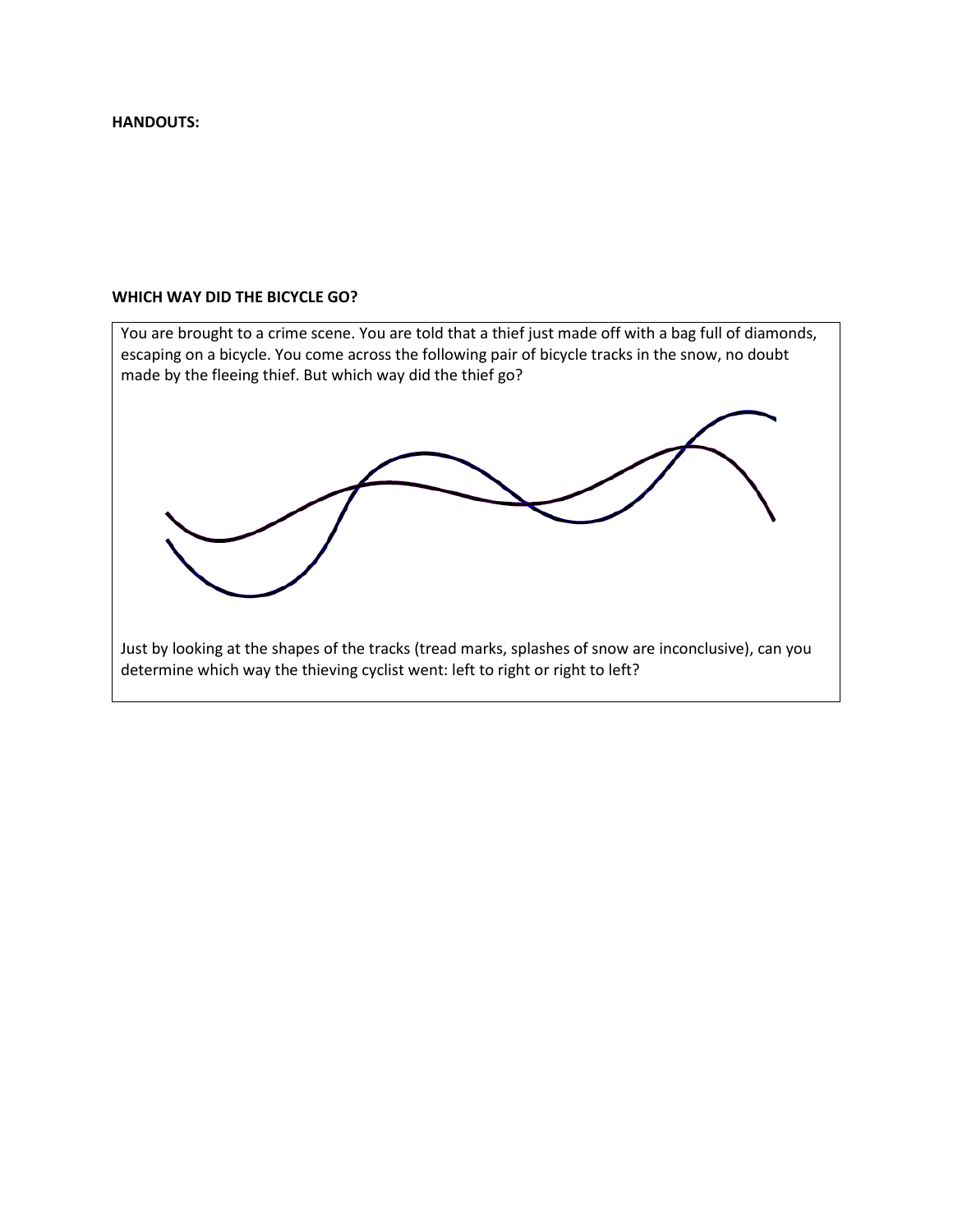**HANDOUTS:**

**WHICH WAY DID THE BICYCLE GO?**

You are brought to a crime scene. You are told that a thief just made off with a bag full of diamonds, escaping on a bicycle. You come across the following pair of bicycle tracks in the snow, no doubt made by the fleeing thief. But which way did the thief go?

Just by looking at the shapes of the tracks (tread marks, splashes of snow are inconclusive), can you determine which way the thieving cyclist went: left to right or right to left?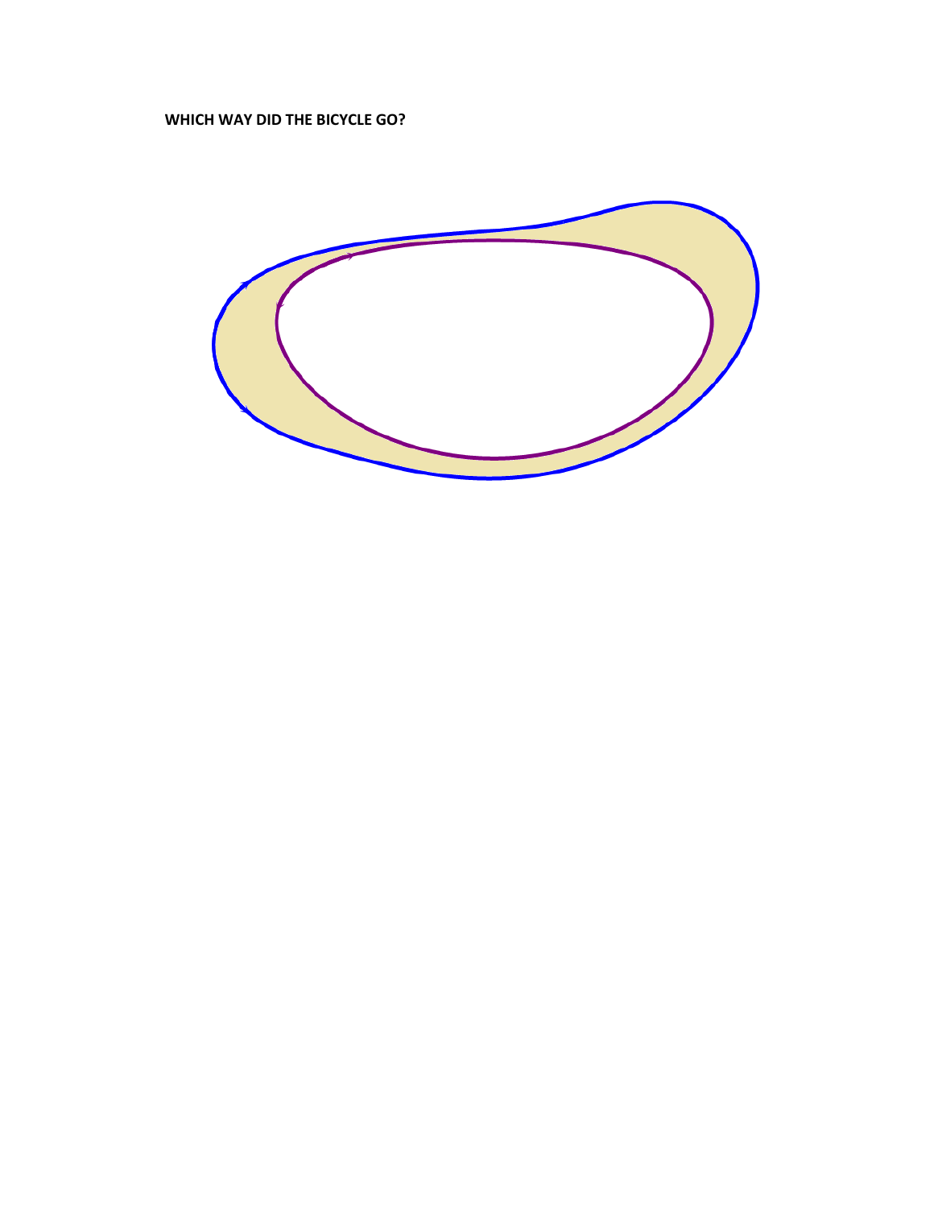**WHICH WAY DID THE BICYCLE GO?**